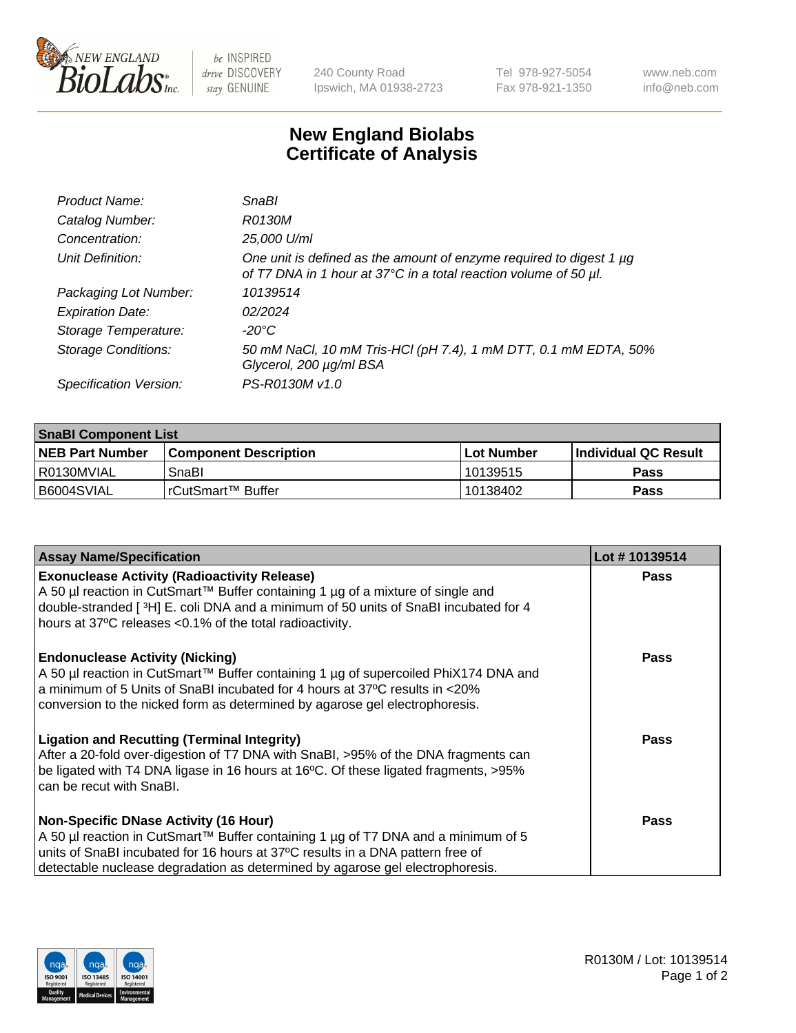New England BioLabs Inc. — be INSPIRED drive DISCOVERY stay GENUINE

240 County Road
Ipswich, MA 01938-2723

Tel 978-927-5054
Fax 978-921-1350

www.neb.com
info@neb.com

# New England Biolabs Certificate of Analysis

| | |
|---|---|
| *Product Name:* | *SnaBI* |
| *Catalog Number:* | *R0130M* |
| *Concentration:* | *25,000 U/ml* |
| *Unit Definition:* | *One unit is defined as the amount of enzyme required to digest 1 µg of T7 DNA in 1 hour at 37°C in a total reaction volume of 50 µl.* |
| *Packaging Lot Number:* | *10139514* |
| *Expiration Date:* | *02/2024* |
| *Storage Temperature:* | *-20°C* |
| *Storage Conditions:* | *50 mM NaCl, 10 mM Tris-HCl (pH 7.4), 1 mM DTT, 0.1 mM EDTA, 50% Glycerol, 200 µg/ml BSA* |
| *Specification Version:* | *PS-R0130M v1.0* |

| **SnaBI Component List** | | | |
|---|---|---|---|
| **NEB Part Number** | **Component Description** | **Lot Number** | **Individual QC Result** |
| R0130MVIAL | SnaBI | 10139515 | **Pass** |
| B6004SVIAL | rCutSmart™ Buffer | 10138402 | **Pass** |

| **Assay Name/Specification** | **Lot # 10139514** |
|---|---|
| **Exonuclease Activity (Radioactivity Release)** A 50 µl reaction in CutSmart™ Buffer containing 1 µg of a mixture of single and double-stranded [ $^3$H] E. coli DNA and a minimum of 50 units of SnaBI incubated for 4 hours at 37ºC releases <0.1% of the total radioactivity. | **Pass** |
| **Endonuclease Activity (Nicking)** A 50 µl reaction in CutSmart™ Buffer containing 1 µg of supercoiled PhiX174 DNA and a minimum of 5 Units of SnaBI incubated for 4 hours at 37ºC results in <20% conversion to the nicked form as determined by agarose gel electrophoresis. | **Pass** |
| **Ligation and Recutting (Terminal Integrity)** After a 20-fold over-digestion of T7 DNA with SnaBI, >95% of the DNA fragments can be ligated with T4 DNA ligase in 16 hours at 16ºC. Of these ligated fragments, >95% can be recut with SnaBI. | **Pass** |
| **Non-Specific DNase Activity (16 Hour)** A 50 µl reaction in CutSmart™ Buffer containing 1 µg of T7 DNA and a minimum of 5 units of SnaBI incubated for 16 hours at 37ºC results in a DNA pattern free of detectable nuclease degradation as determined by agarose gel electrophoresis. | **Pass** |

R0130M / Lot: 10139514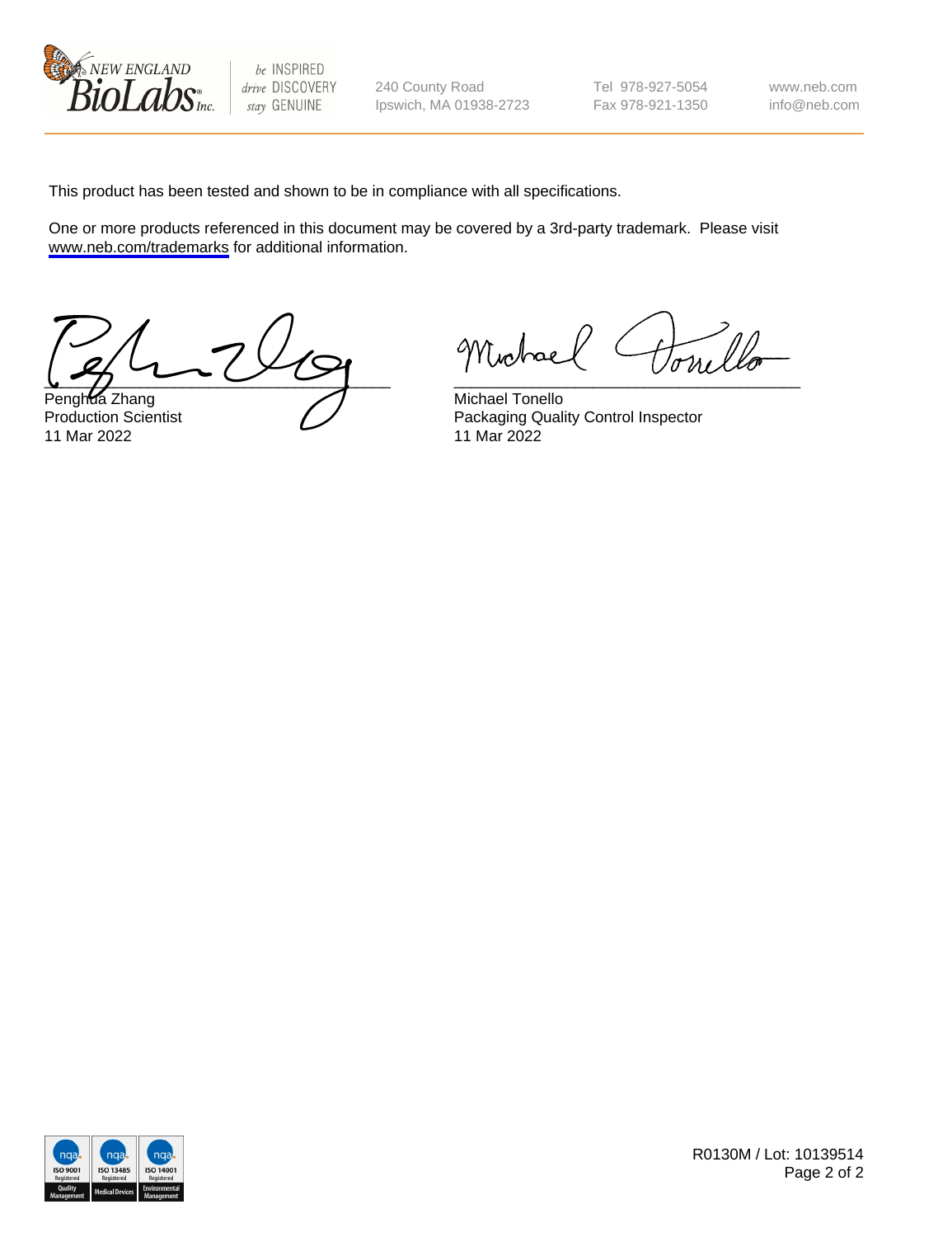This product has been tested and shown to be in compliance with all specifications.

One or more products referenced in this document may be covered by a 3rd-party trademark. Please visit www.neb.com/trademarks for additional information.

Penghua Zhang
Production Scientist
11 Mar 2022

Michael Tonello
Packaging Quality Control Inspector
11 Mar 2022

R0130M / Lot: 10139514